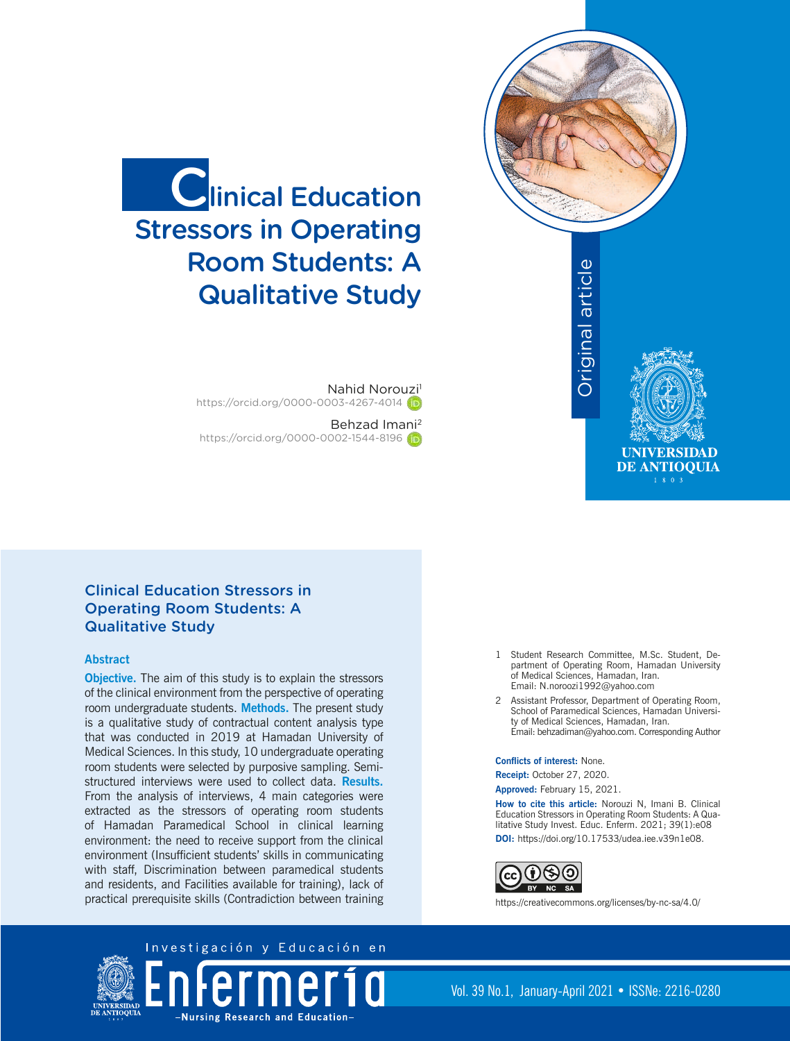# Clinical Education Stressors in Operating Room Students: A Qualitative Study

Nahid Norouzi[1]
https://orcid.org/0000-0003-4267-4014

Behzad Imani[2]
https://orcid.org/0000-0002-1544-8196

Original article

## Clinical Education Stressors in Operating Room Students: A Qualitative Study

### Abstract

**Objective.** The aim of this study is to explain the stressors of the clinical environment from the perspective of operating room undergraduate students. **Methods.** The present study is a qualitative study of contractual content analysis type that was conducted in 2019 at Hamadan University of Medical Sciences. In this study, 10 undergraduate operating room students were selected by purposive sampling. Semi-structured interviews were used to collect data. **Results.** From the analysis of interviews, 4 main categories were extracted as the stressors of operating room students of Hamadan Paramedical School in clinical learning environment: the need to receive support from the clinical environment (Insufficient students' skills in communicating with staff, Discrimination between paramedical students and residents, and Facilities available for training), lack of practical prerequisite skills (Contradiction between training

1 Student Research Committee, M.Sc. Student, Department of Operating Room, Hamadan University of Medical Sciences, Hamadan, Iran. Email: N.noroozi1992@yahoo.com

2 Assistant Professor, Department of Operating Room, School of Paramedical Sciences, Hamadan University of Medical Sciences, Hamadan, Iran. Email: behzadiman@yahoo.com. Corresponding Author

**Conflicts of interest:** None.

**Receipt:** October 27, 2020.

**Approved:** February 15, 2021.

**How to cite this article:** Norouzi N, Imani B. Clinical Education Stressors in Operating Room Students: A Qualitative Study Invest. Educ. Enferm. 2021; 39(1):e08

**DOI:** https://doi.org/10.17533/udea.iee.v39n1e08.

https://creativecommons.org/licenses/by-nc-sa/4.0/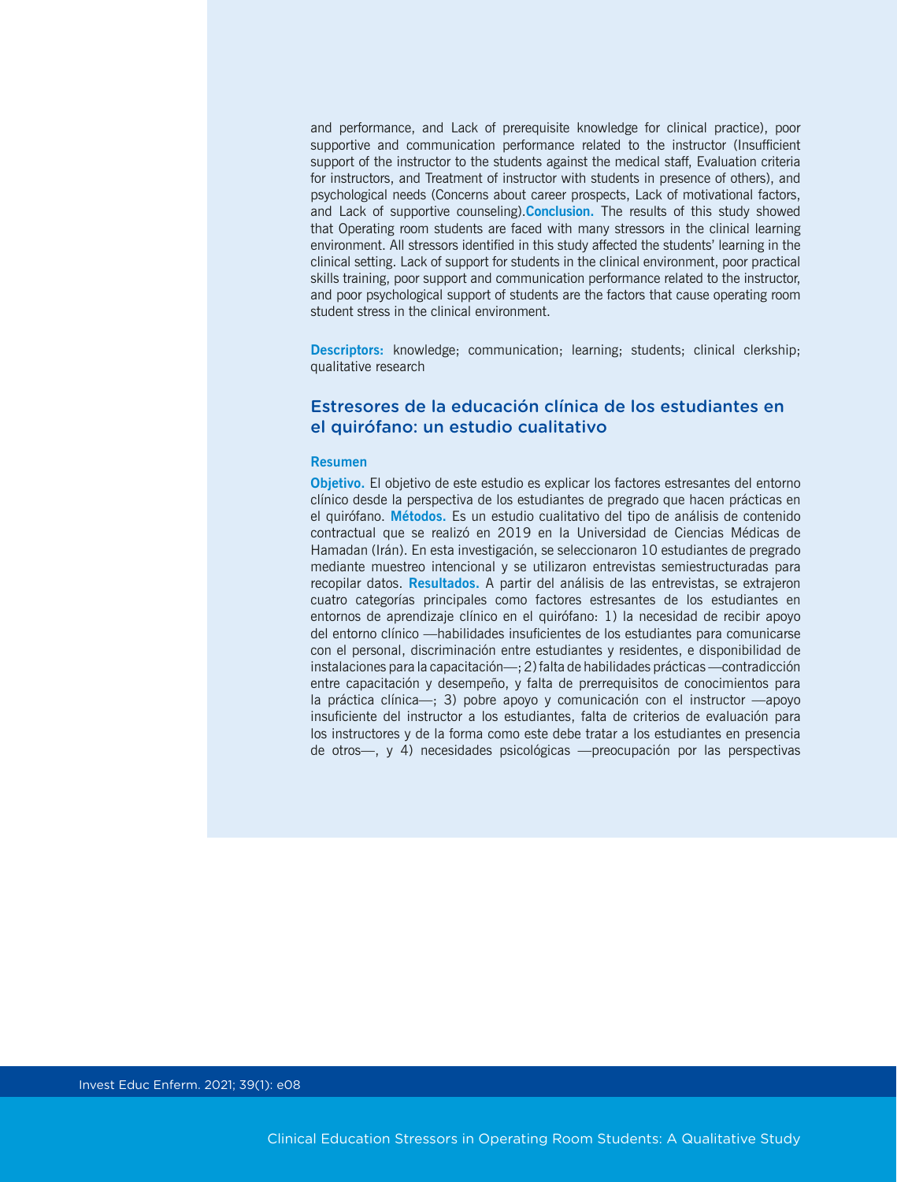and performance, and Lack of prerequisite knowledge for clinical practice), poor supportive and communication performance related to the instructor (Insufficient support of the instructor to the students against the medical staff, Evaluation criteria for instructors, and Treatment of instructor with students in presence of others), and psychological needs (Concerns about career prospects, Lack of motivational factors, and Lack of supportive counseling).**Conclusion.** The results of this study showed that Operating room students are faced with many stressors in the clinical learning environment. All stressors identified in this study affected the students' learning in the clinical setting. Lack of support for students in the clinical environment, poor practical skills training, poor support and communication performance related to the instructor, and poor psychological support of students are the factors that cause operating room student stress in the clinical environment.

**Descriptors:** knowledge; communication; learning; students; clinical clerkship; qualitative research

## Estresores de la educación clínica de los estudiantes en el quirófano: un estudio cualitativo

### Resumen

**Objetivo.** El objetivo de este estudio es explicar los factores estresantes del entorno clínico desde la perspectiva de los estudiantes de pregrado que hacen prácticas en el quirófano. **Métodos.** Es un estudio cualitativo del tipo de análisis de contenido contractual que se realizó en 2019 en la Universidad de Ciencias Médicas de Hamadan (Irán). En esta investigación, se seleccionaron 10 estudiantes de pregrado mediante muestreo intencional y se utilizaron entrevistas semiestructuradas para recopilar datos. **Resultados.** A partir del análisis de las entrevistas, se extrajeron cuatro categorías principales como factores estresantes de los estudiantes en entornos de aprendizaje clínico en el quirófano: 1) la necesidad de recibir apoyo del entorno clínico —habilidades insuficientes de los estudiantes para comunicarse con el personal, discriminación entre estudiantes y residentes, e disponibilidad de instalaciones para la capacitación—; 2) falta de habilidades prácticas —contradicción entre capacitación y desempeño, y falta de prerrequisitos de conocimientos para la práctica clínica—; 3) pobre apoyo y comunicación con el instructor —apoyo insuficiente del instructor a los estudiantes, falta de criterios de evaluación para los instructores y de la forma como este debe tratar a los estudiantes en presencia de otros—, y 4) necesidades psicológicas —preocupación por las perspectivas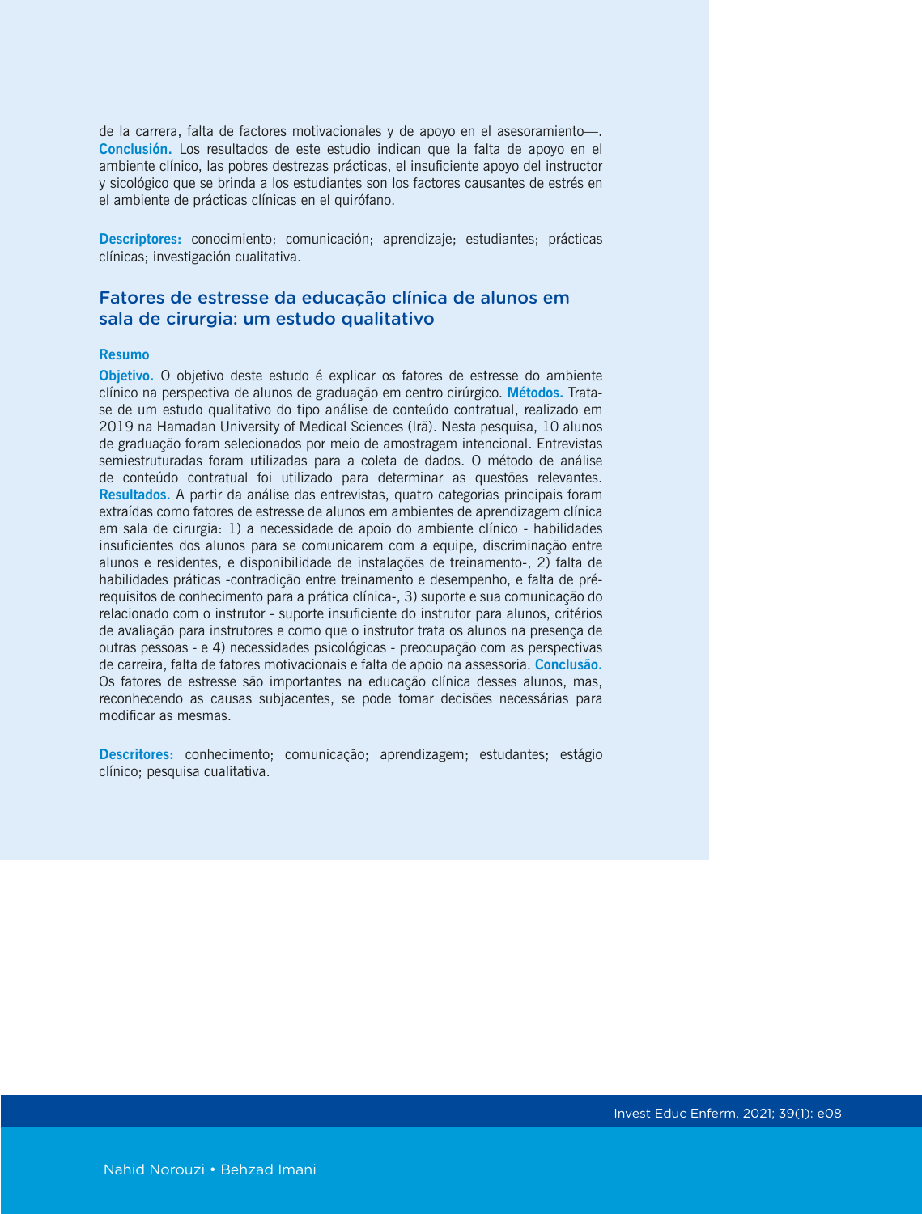de la carrera, falta de factores motivacionales y de apoyo en el asesoramiento—. **Conclusión.** Los resultados de este estudio indican que la falta de apoyo en el ambiente clínico, las pobres destrezas prácticas, el insuficiente apoyo del instructor y sicológico que se brinda a los estudiantes son los factores causantes de estrés en el ambiente de prácticas clínicas en el quirófano.

**Descriptores:** conocimiento; comunicación; aprendizaje; estudiantes; prácticas clínicas; investigación cualitativa.

## Fatores de estresse da educação clínica de alunos em sala de cirurgia: um estudo qualitativo

### Resumo

**Objetivo.** O objetivo deste estudo é explicar os fatores de estresse do ambiente clínico na perspectiva de alunos de graduação em centro cirúrgico. **Métodos.** Trata-se de um estudo qualitativo do tipo análise de conteúdo contratual, realizado em 2019 na Hamadan University of Medical Sciences (Irã). Nesta pesquisa, 10 alunos de graduação foram selecionados por meio de amostragem intencional. Entrevistas semiestruturadas foram utilizadas para a coleta de dados. O método de análise de conteúdo contratual foi utilizado para determinar as questões relevantes. **Resultados.** A partir da análise das entrevistas, quatro categorias principais foram extraídas como fatores de estresse de alunos em ambientes de aprendizagem clínica em sala de cirurgia: 1) a necessidade de apoio do ambiente clínico - habilidades insuficientes dos alunos para se comunicarem com a equipe, discriminação entre alunos e residentes, e disponibilidade de instalações de treinamento-, 2) falta de habilidades práticas -contradição entre treinamento e desempenho, e falta de pré-requisitos de conhecimento para a prática clínica-, 3) suporte e sua comunicação do relacionado com o instrutor - suporte insuficiente do instrutor para alunos, critérios de avaliação para instrutores e como que o instrutor trata os alunos na presença de outras pessoas - e 4) necessidades psicológicas - preocupação com as perspectivas de carreira, falta de fatores motivacionais e falta de apoio na assessoria. **Conclusão.** Os fatores de estresse são importantes na educação clínica desses alunos, mas, reconhecendo as causas subjacentes, se pode tomar decisões necessárias para modificar as mesmas.

**Descritores:** conhecimento; comunicação; aprendizagem; estudantes; estágio clínico; pesquisa cualitativa.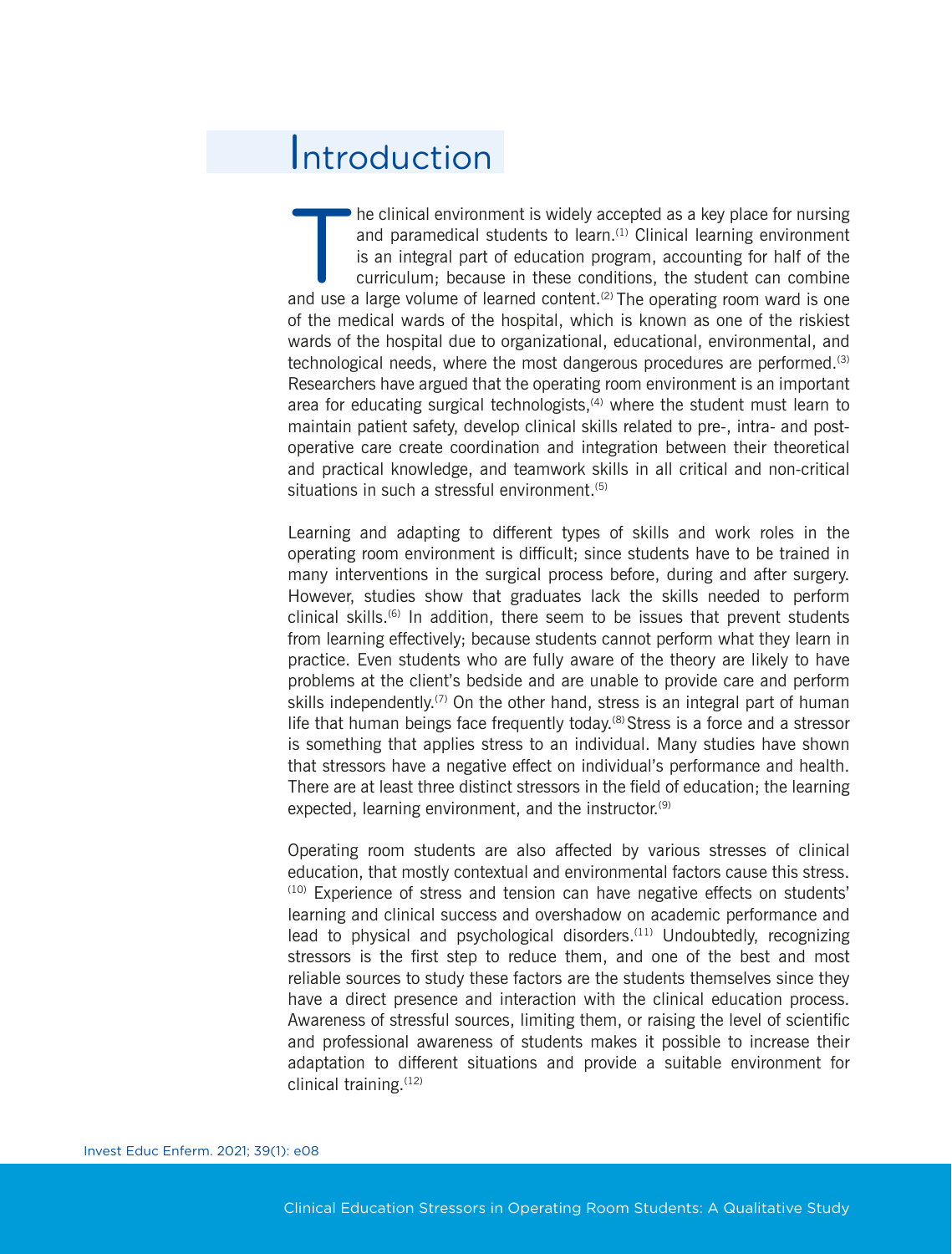# Introduction

The clinical environment is widely accepted as a key place for nursing and paramedical students to learn.[1] Clinical learning environment is an integral part of education program, accounting for half of the curriculum; because in these conditions, the student can combine and use a large volume of learned content.[2] The operating room ward is one of the medical wards of the hospital, which is known as one of the riskiest wards of the hospital due to organizational, educational, environmental, and technological needs, where the most dangerous procedures are performed.[3] Researchers have argued that the operating room environment is an important area for educating surgical technologists,[4] where the student must learn to maintain patient safety, develop clinical skills related to pre-, intra- and post-operative care create coordination and integration between their theoretical and practical knowledge, and teamwork skills in all critical and non-critical situations in such a stressful environment.[5]

Learning and adapting to different types of skills and work roles in the operating room environment is difficult; since students have to be trained in many interventions in the surgical process before, during and after surgery. However, studies show that graduates lack the skills needed to perform clinical skills.[6] In addition, there seem to be issues that prevent students from learning effectively; because students cannot perform what they learn in practice. Even students who are fully aware of the theory are likely to have problems at the client's bedside and are unable to provide care and perform skills independently.[7] On the other hand, stress is an integral part of human life that human beings face frequently today.[8] Stress is a force and a stressor is something that applies stress to an individual. Many studies have shown that stressors have a negative effect on individual's performance and health. There are at least three distinct stressors in the field of education; the learning expected, learning environment, and the instructor.[9]

Operating room students are also affected by various stresses of clinical education, that mostly contextual and environmental factors cause this stress.[10] Experience of stress and tension can have negative effects on students' learning and clinical success and overshadow on academic performance and lead to physical and psychological disorders.[11] Undoubtedly, recognizing stressors is the first step to reduce them, and one of the best and most reliable sources to study these factors are the students themselves since they have a direct presence and interaction with the clinical education process. Awareness of stressful sources, limiting them, or raising the level of scientific and professional awareness of students makes it possible to increase their adaptation to different situations and provide a suitable environment for clinical training.[12]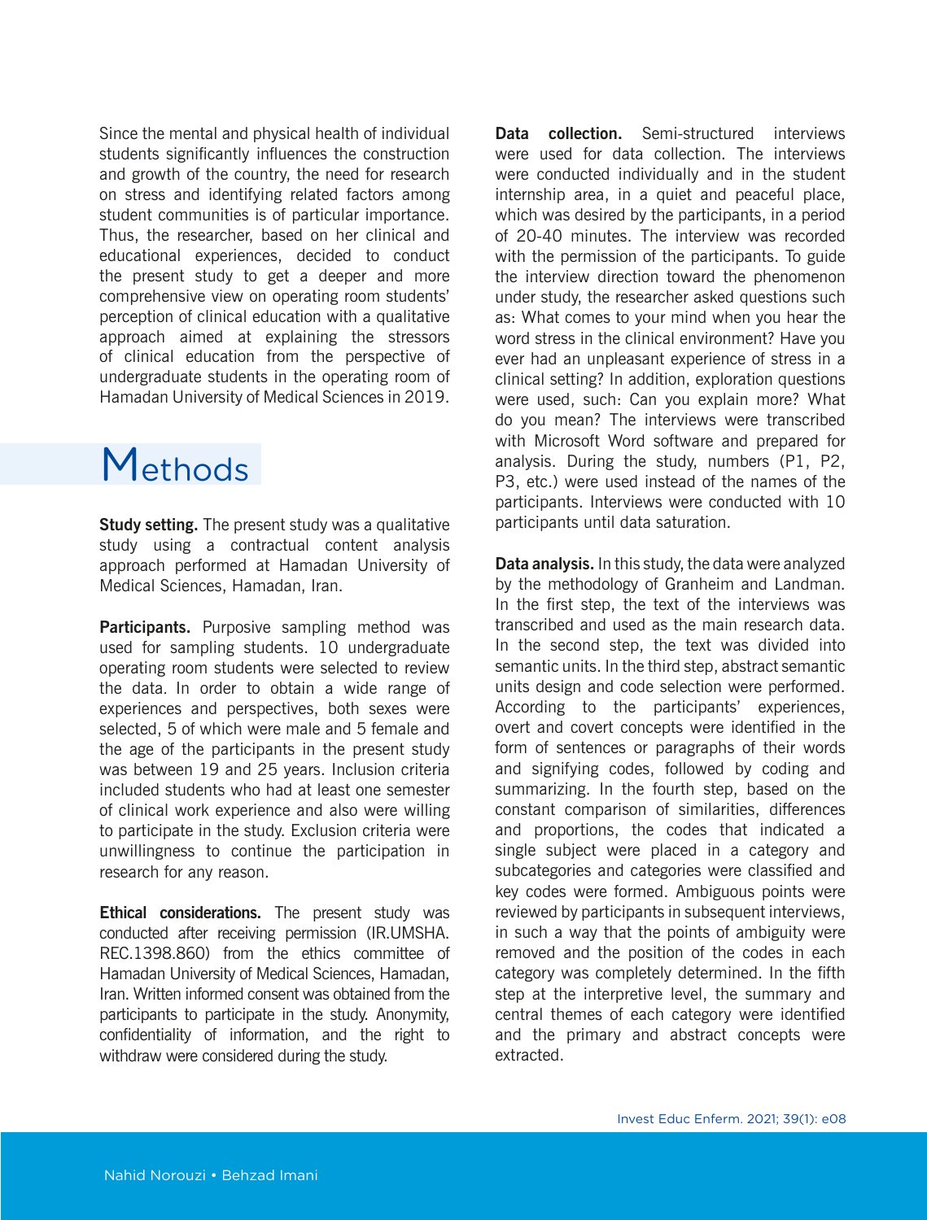Since the mental and physical health of individual students significantly influences the construction and growth of the country, the need for research on stress and identifying related factors among student communities is of particular importance. Thus, the researcher, based on her clinical and educational experiences, decided to conduct the present study to get a deeper and more comprehensive view on operating room students' perception of clinical education with a qualitative approach aimed at explaining the stressors of clinical education from the perspective of undergraduate students in the operating room of Hamadan University of Medical Sciences in 2019.

# Methods

**Study setting.** The present study was a qualitative study using a contractual content analysis approach performed at Hamadan University of Medical Sciences, Hamadan, Iran.

**Participants.** Purposive sampling method was used for sampling students. 10 undergraduate operating room students were selected to review the data. In order to obtain a wide range of experiences and perspectives, both sexes were selected, 5 of which were male and 5 female and the age of the participants in the present study was between 19 and 25 years. Inclusion criteria included students who had at least one semester of clinical work experience and also were willing to participate in the study. Exclusion criteria were unwillingness to continue the participation in research for any reason.

**Ethical considerations.** The present study was conducted after receiving permission (IR.UMSHA.REC.1398.860) from the ethics committee of Hamadan University of Medical Sciences, Hamadan, Iran. Written informed consent was obtained from the participants to participate in the study. Anonymity, confidentiality of information, and the right to withdraw were considered during the study.

**Data collection.** Semi-structured interviews were used for data collection. The interviews were conducted individually and in the student internship area, in a quiet and peaceful place, which was desired by the participants, in a period of 20-40 minutes. The interview was recorded with the permission of the participants. To guide the interview direction toward the phenomenon under study, the researcher asked questions such as: What comes to your mind when you hear the word stress in the clinical environment? Have you ever had an unpleasant experience of stress in a clinical setting? In addition, exploration questions were used, such: Can you explain more? What do you mean? The interviews were transcribed with Microsoft Word software and prepared for analysis. During the study, numbers (P1, P2, P3, etc.) were used instead of the names of the participants. Interviews were conducted with 10 participants until data saturation.

**Data analysis.** In this study, the data were analyzed by the methodology of Granheim and Landman. In the first step, the text of the interviews was transcribed and used as the main research data. In the second step, the text was divided into semantic units. In the third step, abstract semantic units design and code selection were performed. According to the participants' experiences, overt and covert concepts were identified in the form of sentences or paragraphs of their words and signifying codes, followed by coding and summarizing. In the fourth step, based on the constant comparison of similarities, differences and proportions, the codes that indicated a single subject were placed in a category and subcategories and categories were classified and key codes were formed. Ambiguous points were reviewed by participants in subsequent interviews, in such a way that the points of ambiguity were removed and the position of the codes in each category was completely determined. In the fifth step at the interpretive level, the summary and central themes of each category were identified and the primary and abstract concepts were extracted.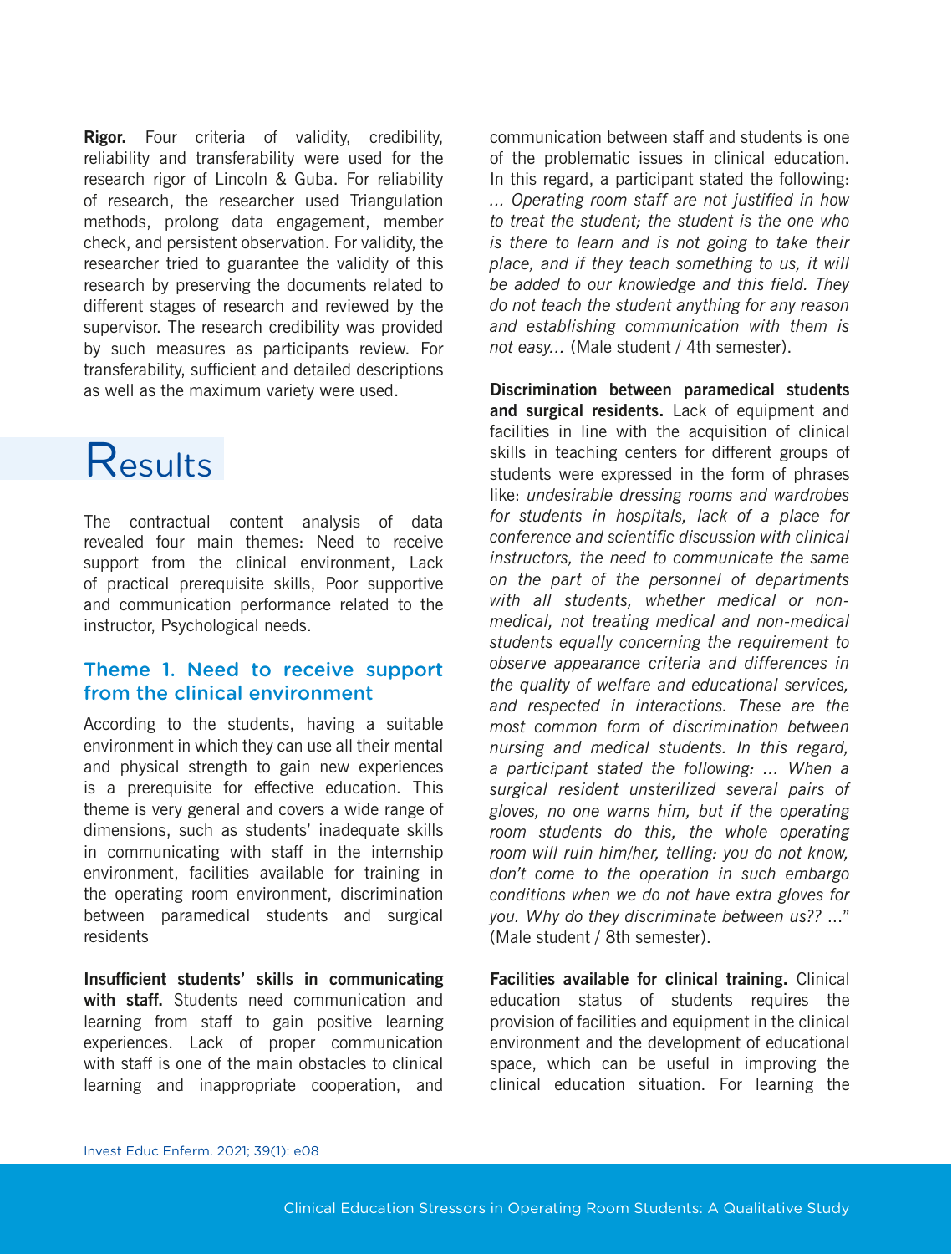**Rigor.** Four criteria of validity, credibility, reliability and transferability were used for the research rigor of Lincoln & Guba. For reliability of research, the researcher used Triangulation methods, prolong data engagement, member check, and persistent observation. For validity, the researcher tried to guarantee the validity of this research by preserving the documents related to different stages of research and reviewed by the supervisor. The research credibility was provided by such measures as participants review. For transferability, sufficient and detailed descriptions as well as the maximum variety were used.

# Results

The contractual content analysis of data revealed four main themes: Need to receive support from the clinical environment, Lack of practical prerequisite skills, Poor supportive and communication performance related to the instructor, Psychological needs.

## Theme 1. Need to receive support from the clinical environment

According to the students, having a suitable environment in which they can use all their mental and physical strength to gain new experiences is a prerequisite for effective education. This theme is very general and covers a wide range of dimensions, such as students' inadequate skills in communicating with staff in the internship environment, facilities available for training in the operating room environment, discrimination between paramedical students and surgical residents

**Insufficient students' skills in communicating with staff.** Students need communication and learning from staff to gain positive learning experiences. Lack of proper communication with staff is one of the main obstacles to clinical learning and inappropriate cooperation, and communication between staff and students is one of the problematic issues in clinical education. In this regard, a participant stated the following: *... Operating room staff are not justified in how to treat the student; the student is the one who is there to learn and is not going to take their place, and if they teach something to us, it will be added to our knowledge and this field. They do not teach the student anything for any reason and establishing communication with them is not easy...* (Male student / 4th semester).

**Discrimination between paramedical students and surgical residents.** Lack of equipment and facilities in line with the acquisition of clinical skills in teaching centers for different groups of students were expressed in the form of phrases like: *undesirable dressing rooms and wardrobes for students in hospitals, lack of a place for conference and scientific discussion with clinical instructors, the need to communicate the same on the part of the personnel of departments with all students, whether medical or non-medical, not treating medical and non-medical students equally concerning the requirement to observe appearance criteria and differences in the quality of welfare and educational services, and respected in interactions. These are the most common form of discrimination between nursing and medical students. In this regard, a participant stated the following: ... When a surgical resident unsterilized several pairs of gloves, no one warns him, but if the operating room students do this, the whole operating room will ruin him/her, telling: you do not know, don't come to the operation in such embargo conditions when we do not have extra gloves for you. Why do they discriminate between us?? ...*" (Male student / 8th semester).

**Facilities available for clinical training.** Clinical education status of students requires the provision of facilities and equipment in the clinical environment and the development of educational space, which can be useful in improving the clinical education situation. For learning the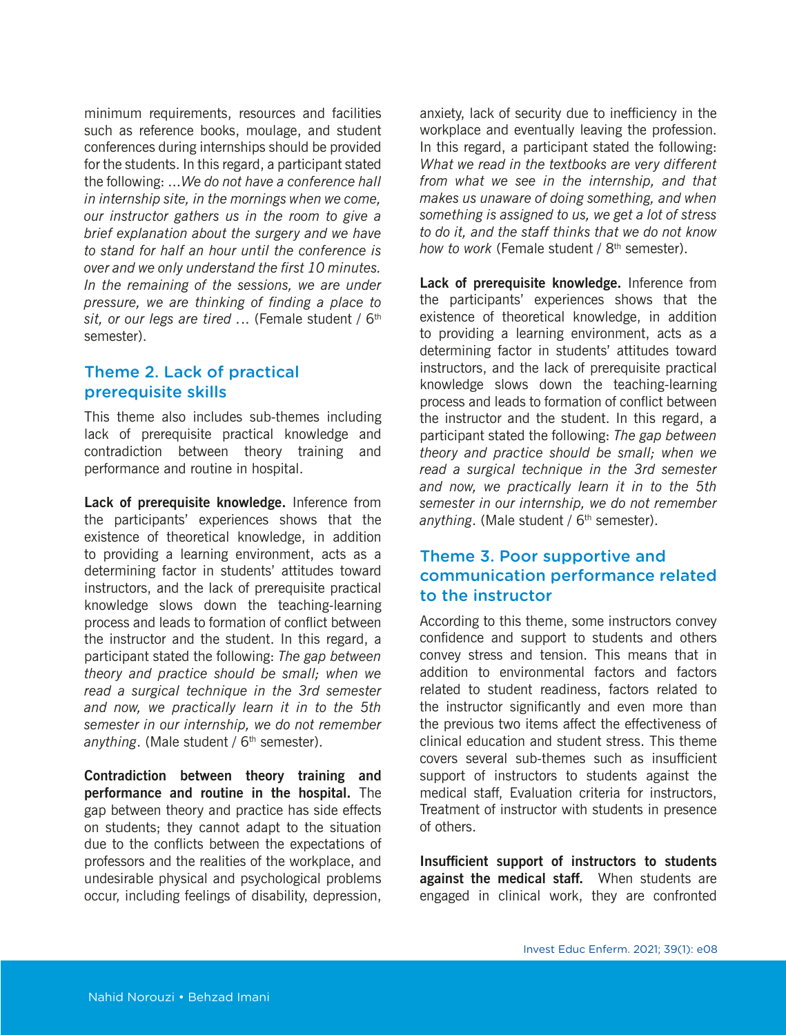minimum requirements, resources and facilities such as reference books, moulage, and student conferences during internships should be provided for the students. In this regard, a participant stated the following: ...*We do not have a conference hall in internship site, in the mornings when we come, our instructor gathers us in the room to give a brief explanation about the surgery and we have to stand for half an hour until the conference is over and we only understand the first 10 minutes. In the remaining of the sessions, we are under pressure, we are thinking of finding a place to sit, or our legs are tired* ... (Female student / 6th semester).

## Theme 2. Lack of practical prerequisite skills

This theme also includes sub-themes including lack of prerequisite practical knowledge and contradiction between theory training and performance and routine in hospital.

**Lack of prerequisite knowledge.** Inference from the participants' experiences shows that the existence of theoretical knowledge, in addition to providing a learning environment, acts as a determining factor in students' attitudes toward instructors, and the lack of prerequisite practical knowledge slows down the teaching-learning process and leads to formation of conflict between the instructor and the student. In this regard, a participant stated the following: *The gap between theory and practice should be small; when we read a surgical technique in the 3rd semester and now, we practically learn it in to the 5th semester in our internship, we do not remember anything*. (Male student / 6th semester).

**Contradiction between theory training and performance and routine in the hospital.** The gap between theory and practice has side effects on students; they cannot adapt to the situation due to the conflicts between the expectations of professors and the realities of the workplace, and undesirable physical and psychological problems occur, including feelings of disability, depression, anxiety, lack of security due to inefficiency in the workplace and eventually leaving the profession. In this regard, a participant stated the following: *What we read in the textbooks are very different from what we see in the internship, and that makes us unaware of doing something, and when something is assigned to us, we get a lot of stress to do it, and the staff thinks that we do not know how to work* (Female student / 8th semester).

**Lack of prerequisite knowledge.** Inference from the participants' experiences shows that the existence of theoretical knowledge, in addition to providing a learning environment, acts as a determining factor in students' attitudes toward instructors, and the lack of prerequisite practical knowledge slows down the teaching-learning process and leads to formation of conflict between the instructor and the student. In this regard, a participant stated the following: *The gap between theory and practice should be small; when we read a surgical technique in the 3rd semester and now, we practically learn it in to the 5th semester in our internship, we do not remember anything*. (Male student / 6th semester).

## Theme 3. Poor supportive and communication performance related to the instructor

According to this theme, some instructors convey confidence and support to students and others convey stress and tension. This means that in addition to environmental factors and factors related to student readiness, factors related to the instructor significantly and even more than the previous two items affect the effectiveness of clinical education and student stress. This theme covers several sub-themes such as insufficient support of instructors to students against the medical staff, Evaluation criteria for instructors, Treatment of instructor with students in presence of others.

**Insufficient support of instructors to students against the medical staff.** When students are engaged in clinical work, they are confronted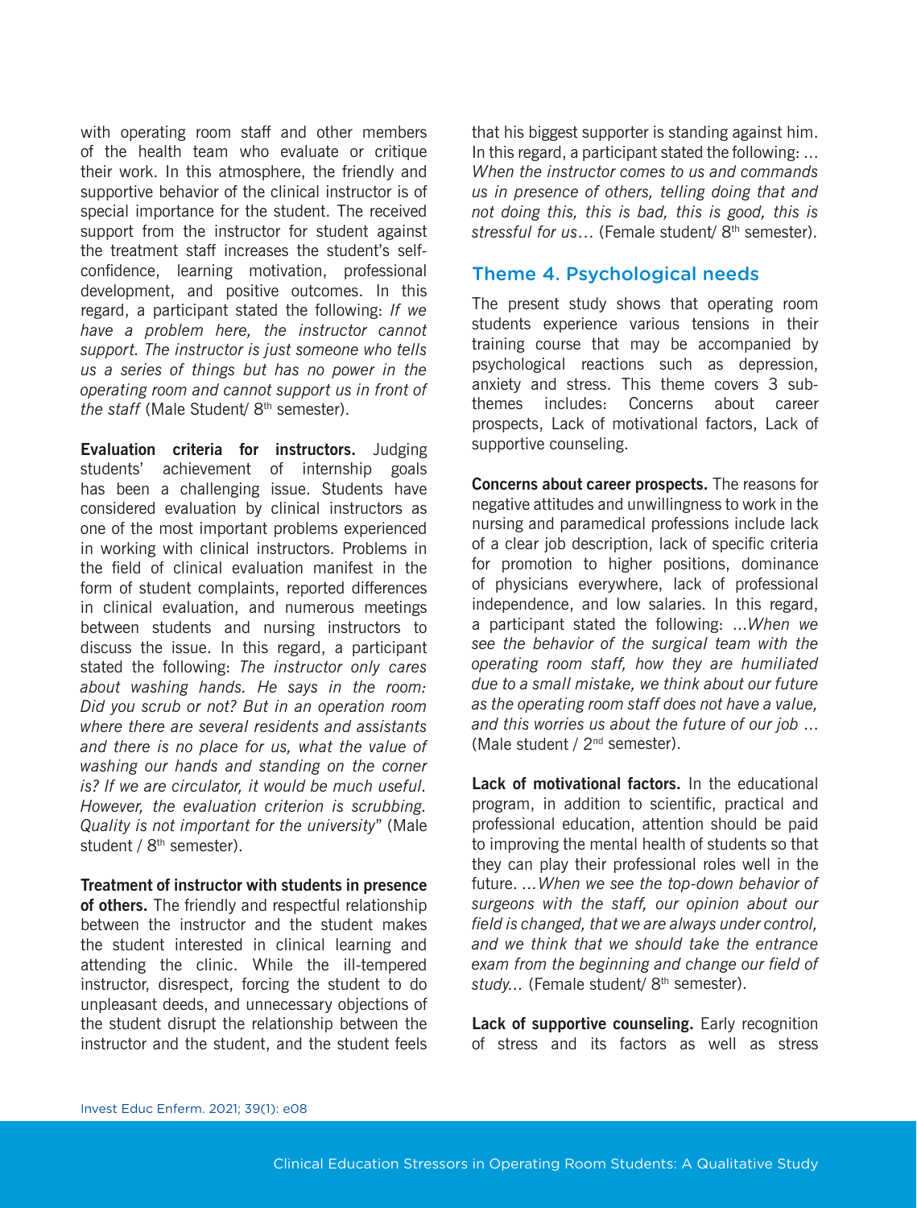with operating room staff and other members of the health team who evaluate or critique their work. In this atmosphere, the friendly and supportive behavior of the clinical instructor is of special importance for the student. The received support from the instructor for student against the treatment staff increases the student's self-confidence, learning motivation, professional development, and positive outcomes. In this regard, a participant stated the following: *If we have a problem here, the instructor cannot support. The instructor is just someone who tells us a series of things but has no power in the operating room and cannot support us in front of the staff* (Male Student/ 8th semester).

**Evaluation criteria for instructors.** Judging students' achievement of internship goals has been a challenging issue. Students have considered evaluation by clinical instructors as one of the most important problems experienced in working with clinical instructors. Problems in the field of clinical evaluation manifest in the form of student complaints, reported differences in clinical evaluation, and numerous meetings between students and nursing instructors to discuss the issue. In this regard, a participant stated the following: *The instructor only cares about washing hands. He says in the room: Did you scrub or not? But in an operation room where there are several residents and assistants and there is no place for us, what the value of washing our hands and standing on the corner is? If we are circulator, it would be much useful. However, the evaluation criterion is scrubbing. Quality is not important for the university*" (Male student / 8th semester).

**Treatment of instructor with students in presence of others.** The friendly and respectful relationship between the instructor and the student makes the student interested in clinical learning and attending the clinic. While the ill-tempered instructor, disrespect, forcing the student to do unpleasant deeds, and unnecessary objections of the student disrupt the relationship between the instructor and the student, and the student feels that his biggest supporter is standing against him. In this regard, a participant stated the following: ... *When the instructor comes to us and commands us in presence of others, telling doing that and not doing this, this is bad, this is good, this is stressful for us*... (Female student/ 8th semester).

## Theme 4. Psychological needs

The present study shows that operating room students experience various tensions in their training course that may be accompanied by psychological reactions such as depression, anxiety and stress. This theme covers 3 sub-themes includes: Concerns about career prospects, Lack of motivational factors, Lack of supportive counseling.

**Concerns about career prospects.** The reasons for negative attitudes and unwillingness to work in the nursing and paramedical professions include lack of a clear job description, lack of specific criteria for promotion to higher positions, dominance of physicians everywhere, lack of professional independence, and low salaries. In this regard, a participant stated the following: ...*When we see the behavior of the surgical team with the operating room staff, how they are humiliated due to a small mistake, we think about our future as the operating room staff does not have a value, and this worries us about the future of our job* ... (Male student / 2nd semester).

**Lack of motivational factors.** In the educational program, in addition to scientific, practical and professional education, attention should be paid to improving the mental health of students so that they can play their professional roles well in the future. ...*When we see the top-down behavior of surgeons with the staff, our opinion about our field is changed, that we are always under control, and we think that we should take the entrance exam from the beginning and change our field of study...* (Female student/ 8th semester).

**Lack of supportive counseling.** Early recognition of stress and its factors as well as stress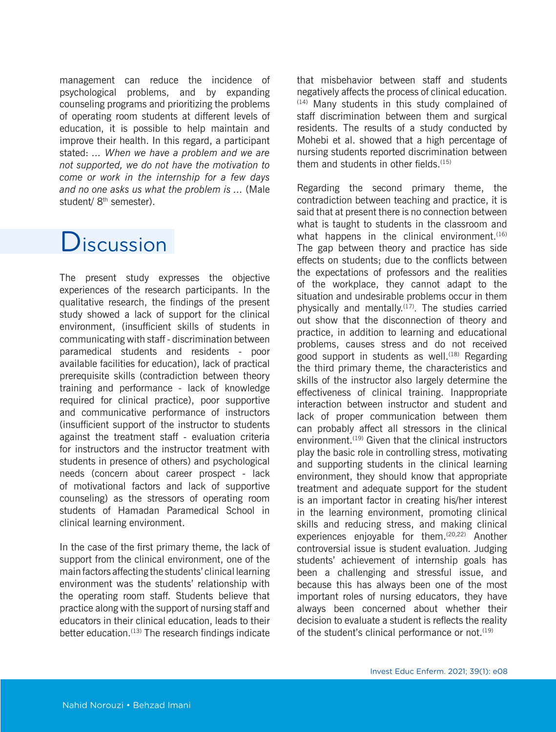management can reduce the incidence of psychological problems, and by expanding counseling programs and prioritizing the problems of operating room students at different levels of education, it is possible to help maintain and improve their health. In this regard, a participant stated: *... When we have a problem and we are not supported, we do not have the motivation to come or work in the internship for a few days and no one asks us what the problem is ...* (Male student/ 8th semester).

# Discussion

The present study expresses the objective experiences of the research participants. In the qualitative research, the findings of the present study showed a lack of support for the clinical environment, (insufficient skills of students in communicating with staff - discrimination between paramedical students and residents - poor available facilities for education), lack of practical prerequisite skills (contradiction between theory training and performance - lack of knowledge required for clinical practice), poor supportive and communicative performance of instructors (insufficient support of the instructor to students against the treatment staff - evaluation criteria for instructors and the instructor treatment with students in presence of others) and psychological needs (concern about career prospect - lack of motivational factors and lack of supportive counseling) as the stressors of operating room students of Hamadan Paramedical School in clinical learning environment.

In the case of the first primary theme, the lack of support from the clinical environment, one of the main factors affecting the students' clinical learning environment was the students' relationship with the operating room staff. Students believe that practice along with the support of nursing staff and educators in their clinical education, leads to their better education.[13] The research findings indicate that misbehavior between staff and students negatively affects the process of clinical education.[14] Many students in this study complained of staff discrimination between them and surgical residents. The results of a study conducted by Mohebi et al. showed that a high percentage of nursing students reported discrimination between them and students in other fields.[15]

Regarding the second primary theme, the contradiction between teaching and practice, it is said that at present there is no connection between what is taught to students in the classroom and what happens in the clinical environment.[16] The gap between theory and practice has side effects on students; due to the conflicts between the expectations of professors and the realities of the workplace, they cannot adapt to the situation and undesirable problems occur in them physically and mentally.[17]. The studies carried out show that the disconnection of theory and practice, in addition to learning and educational problems, causes stress and do not received good support in students as well.[18] Regarding the third primary theme, the characteristics and skills of the instructor also largely determine the effectiveness of clinical training. Inappropriate interaction between instructor and student and lack of proper communication between them can probably affect all stressors in the clinical environment.[19] Given that the clinical instructors play the basic role in controlling stress, motivating and supporting students in the clinical learning environment, they should know that appropriate treatment and adequate support for the student is an important factor in creating his/her interest in the learning environment, promoting clinical skills and reducing stress, and making clinical experiences enjoyable for them.[20,22] Another controversial issue is student evaluation. Judging students' achievement of internship goals has been a challenging and stressful issue, and because this has always been one of the most important roles of nursing educators, they have always been concerned about whether their decision to evaluate a student is reflects the reality of the student's clinical performance or not.[19]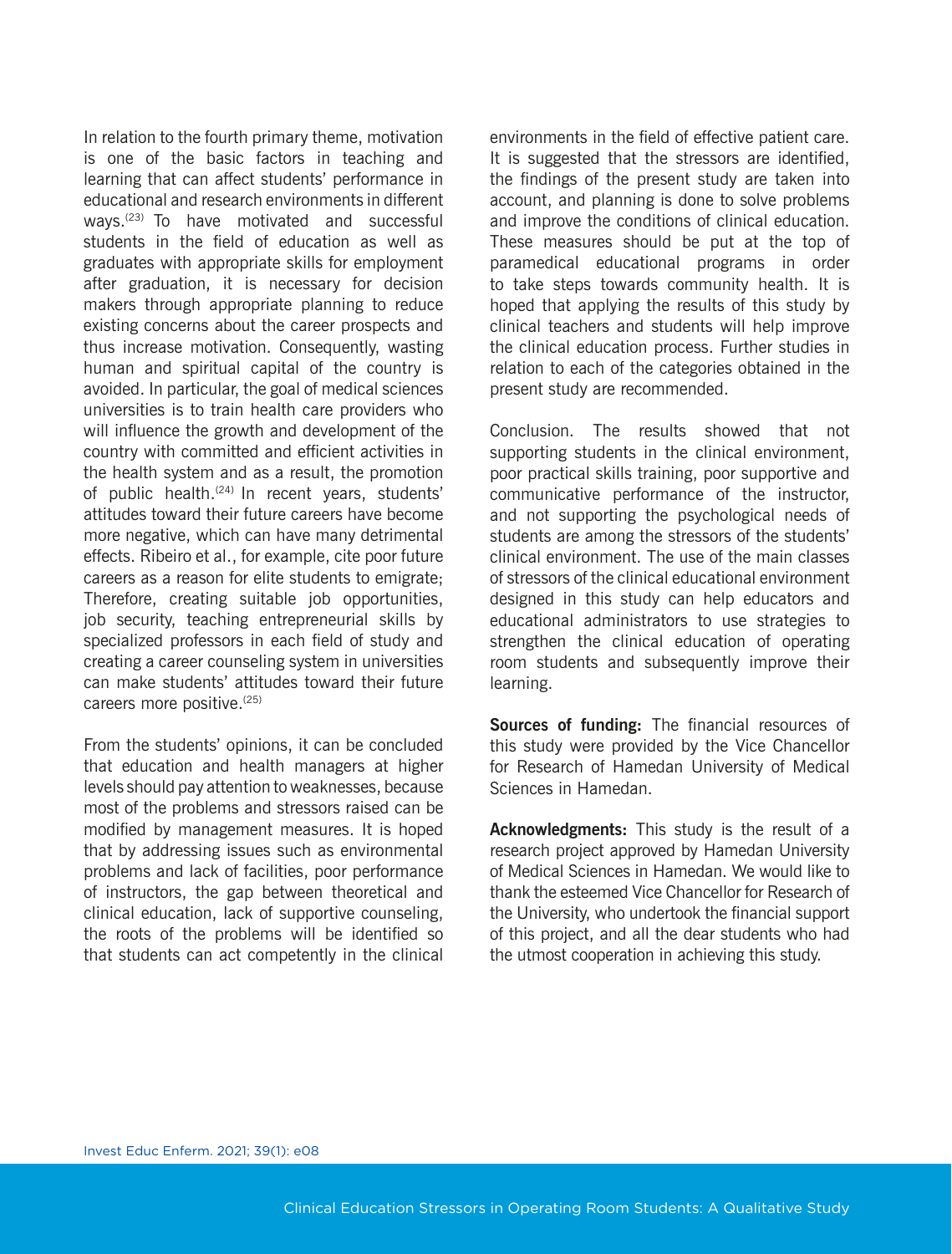In relation to the fourth primary theme, motivation is one of the basic factors in teaching and learning that can affect students' performance in educational and research environments in different ways.[23] To have motivated and successful students in the field of education as well as graduates with appropriate skills for employment after graduation, it is necessary for decision makers through appropriate planning to reduce existing concerns about the career prospects and thus increase motivation. Consequently, wasting human and spiritual capital of the country is avoided. In particular, the goal of medical sciences universities is to train health care providers who will influence the growth and development of the country with committed and efficient activities in the health system and as a result, the promotion of public health.[24] In recent years, students' attitudes toward their future careers have become more negative, which can have many detrimental effects. Ribeiro et al., for example, cite poor future careers as a reason for elite students to emigrate; Therefore, creating suitable job opportunities, job security, teaching entrepreneurial skills by specialized professors in each field of study and creating a career counseling system in universities can make students' attitudes toward their future careers more positive.[25]

From the students' opinions, it can be concluded that education and health managers at higher levels should pay attention to weaknesses, because most of the problems and stressors raised can be modified by management measures. It is hoped that by addressing issues such as environmental problems and lack of facilities, poor performance of instructors, the gap between theoretical and clinical education, lack of supportive counseling, the roots of the problems will be identified so that students can act competently in the clinical environments in the field of effective patient care. It is suggested that the stressors are identified, the findings of the present study are taken into account, and planning is done to solve problems and improve the conditions of clinical education. These measures should be put at the top of paramedical educational programs in order to take steps towards community health. It is hoped that applying the results of this study by clinical teachers and students will help improve the clinical education process. Further studies in relation to each of the categories obtained in the present study are recommended.

Conclusion. The results showed that not supporting students in the clinical environment, poor practical skills training, poor supportive and communicative performance of the instructor, and not supporting the psychological needs of students are among the stressors of the students' clinical environment. The use of the main classes of stressors of the clinical educational environment designed in this study can help educators and educational administrators to use strategies to strengthen the clinical education of operating room students and subsequently improve their learning.

**Sources of funding:** The financial resources of this study were provided by the Vice Chancellor for Research of Hamedan University of Medical Sciences in Hamedan.

**Acknowledgments:** This study is the result of a research project approved by Hamedan University of Medical Sciences in Hamedan. We would like to thank the esteemed Vice Chancellor for Research of the University, who undertook the financial support of this project, and all the dear students who had the utmost cooperation in achieving this study.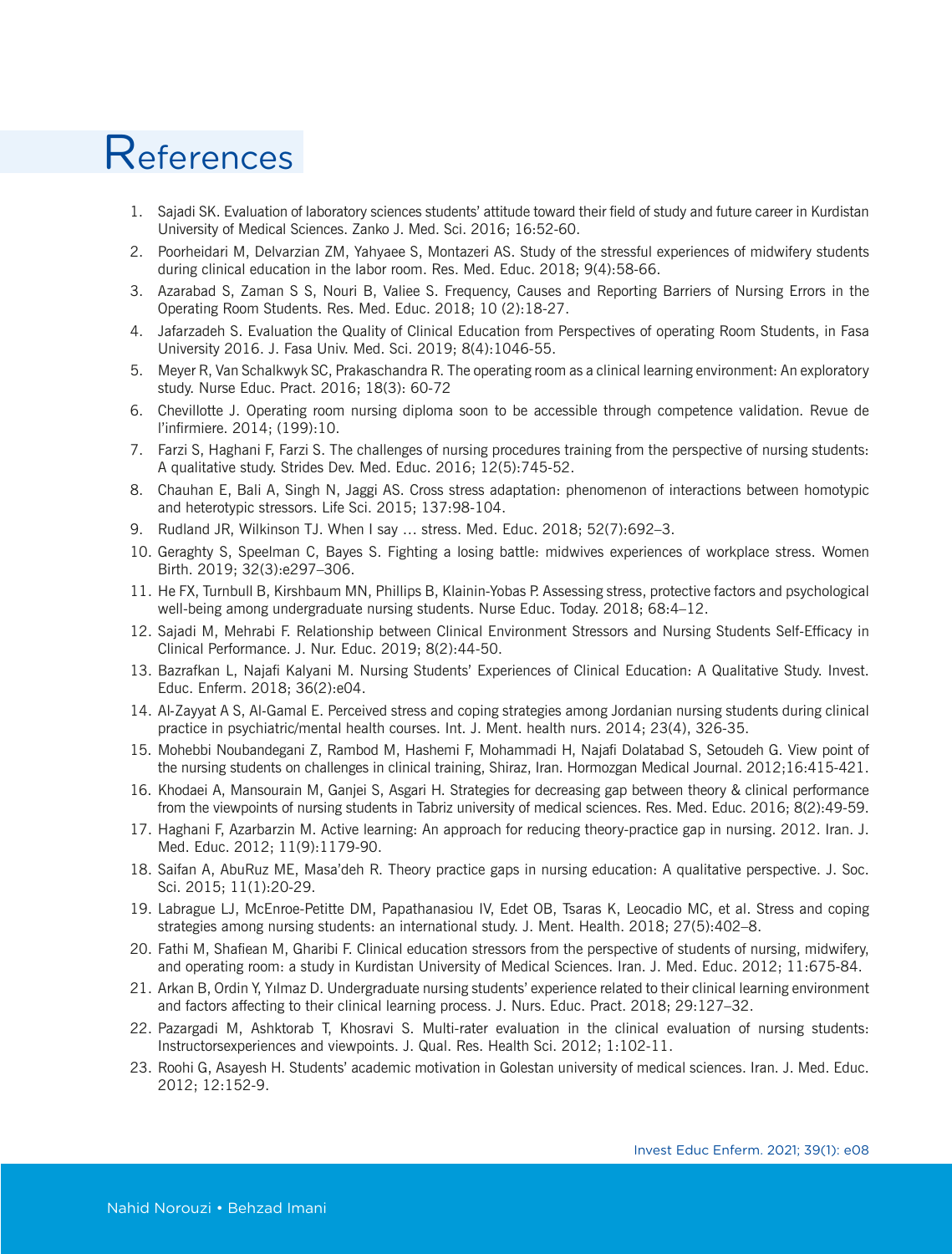# References

1. Sajadi SK. Evaluation of laboratory sciences students' attitude toward their field of study and future career in Kurdistan University of Medical Sciences. Zanko J. Med. Sci. 2016; 16:52-60.
2. Poorheidari M, Delvarzian ZM, Yahyaee S, Montazeri AS. Study of the stressful experiences of midwifery students during clinical education in the labor room. Res. Med. Educ. 2018; 9(4):58-66.
3. Azarabad S, Zaman S S, Nouri B, Valiee S. Frequency, Causes and Reporting Barriers of Nursing Errors in the Operating Room Students. Res. Med. Educ. 2018; 10 (2):18-27.
4. Jafarzadeh S. Evaluation the Quality of Clinical Education from Perspectives of operating Room Students, in Fasa University 2016. J. Fasa Univ. Med. Sci. 2019; 8(4):1046-55.
5. Meyer R, Van Schalkwyk SC, Prakaschandra R. The operating room as a clinical learning environment: An exploratory study. Nurse Educ. Pract. 2016; 18(3): 60-72
6. Chevillotte J. Operating room nursing diploma soon to be accessible through competence validation. Revue de l'infirmiere. 2014; (199):10.
7. Farzi S, Haghani F, Farzi S. The challenges of nursing procedures training from the perspective of nursing students: A qualitative study. Strides Dev. Med. Educ. 2016; 12(5):745-52.
8. Chauhan E, Bali A, Singh N, Jaggi AS. Cross stress adaptation: phenomenon of interactions between homotypic and heterotypic stressors. Life Sci. 2015; 137:98-104.
9. Rudland JR, Wilkinson TJ. When I say … stress. Med. Educ. 2018; 52(7):692–3.
10. Geraghty S, Speelman C, Bayes S. Fighting a losing battle: midwives experiences of workplace stress. Women Birth. 2019; 32(3):e297–306.
11. He FX, Turnbull B, Kirshbaum MN, Phillips B, Klainin-Yobas P. Assessing stress, protective factors and psychological well-being among undergraduate nursing students. Nurse Educ. Today. 2018; 68:4–12.
12. Sajadi M, Mehrabi F. Relationship between Clinical Environment Stressors and Nursing Students Self-Efficacy in Clinical Performance. J. Nur. Educ. 2019; 8(2):44-50.
13. Bazrafkan L, Najafi Kalyani M. Nursing Students' Experiences of Clinical Education: A Qualitative Study. Invest. Educ. Enferm. 2018; 36(2):e04.
14. Al-Zayyat A S, Al-Gamal E. Perceived stress and coping strategies among Jordanian nursing students during clinical practice in psychiatric/mental health courses. Int. J. Ment. health nurs. 2014; 23(4), 326-35.
15. Mohebbi Noubandegani Z, Rambod M, Hashemi F, Mohammadi H, Najafi Dolatabad S, Setoudeh G. View point of the nursing students on challenges in clinical training, Shiraz, Iran. Hormozgan Medical Journal. 2012;16:415-421.
16. Khodaei A, Mansourain M, Ganjei S, Asgari H. Strategies for decreasing gap between theory & clinical performance from the viewpoints of nursing students in Tabriz university of medical sciences. Res. Med. Educ. 2016; 8(2):49-59.
17. Haghani F, Azarbarzin M. Active learning: An approach for reducing theory-practice gap in nursing. 2012. Iran. J. Med. Educ. 2012; 11(9):1179-90.
18. Saifan A, AbuRuz ME, Masa'deh R. Theory practice gaps in nursing education: A qualitative perspective. J. Soc. Sci. 2015; 11(1):20-29.
19. Labrague LJ, McEnroe-Petitte DM, Papathanasiou IV, Edet OB, Tsaras K, Leocadio MC, et al. Stress and coping strategies among nursing students: an international study. J. Ment. Health. 2018; 27(5):402–8.
20. Fathi M, Shafiean M, Gharibi F. Clinical education stressors from the perspective of students of nursing, midwifery, and operating room: a study in Kurdistan University of Medical Sciences. Iran. J. Med. Educ. 2012; 11:675-84.
21. Arkan B, Ordin Y, Yılmaz D. Undergraduate nursing students' experience related to their clinical learning environment and factors affecting to their clinical learning process. J. Nurs. Educ. Pract. 2018; 29:127–32.
22. Pazargadi M, Ashktorab T, Khosravi S. Multi-rater evaluation in the clinical evaluation of nursing students: Instructorsexperiences and viewpoints. J. Qual. Res. Health Sci. 2012; 1:102-11.
23. Roohi G, Asayesh H. Students' academic motivation in Golestan university of medical sciences. Iran. J. Med. Educ. 2012; 12:152-9.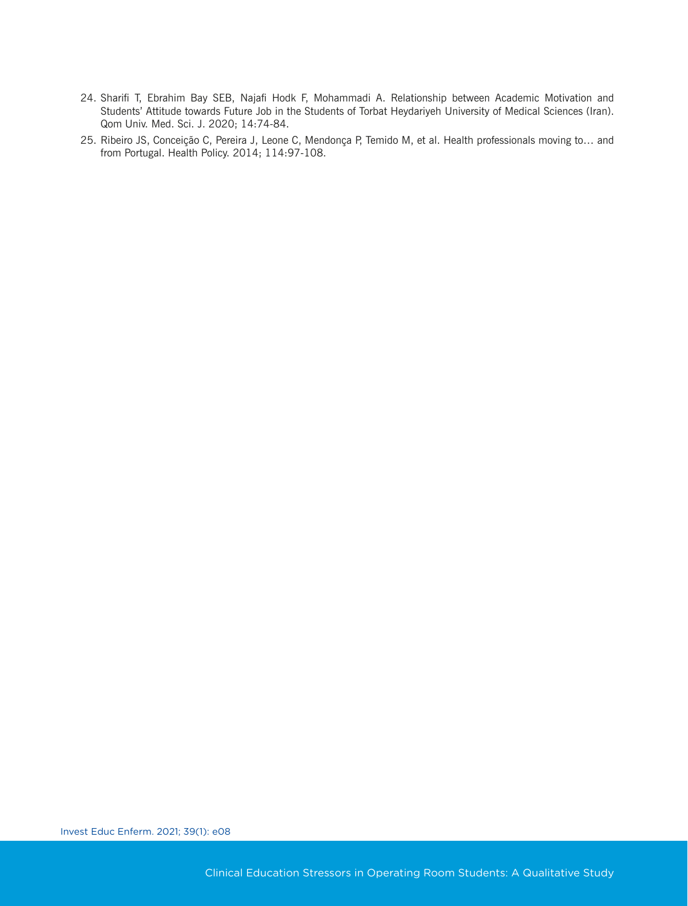24. Sharifi T, Ebrahim Bay SEB, Najafi Hodk F, Mohammadi A. Relationship between Academic Motivation and Students' Attitude towards Future Job in the Students of Torbat Heydariyeh University of Medical Sciences (Iran). Qom Univ. Med. Sci. J. 2020; 14:74-84.
25. Ribeiro JS, Conceição C, Pereira J, Leone C, Mendonça P, Temido M, et al. Health professionals moving to… and from Portugal. Health Policy. 2014; 114:97-108.